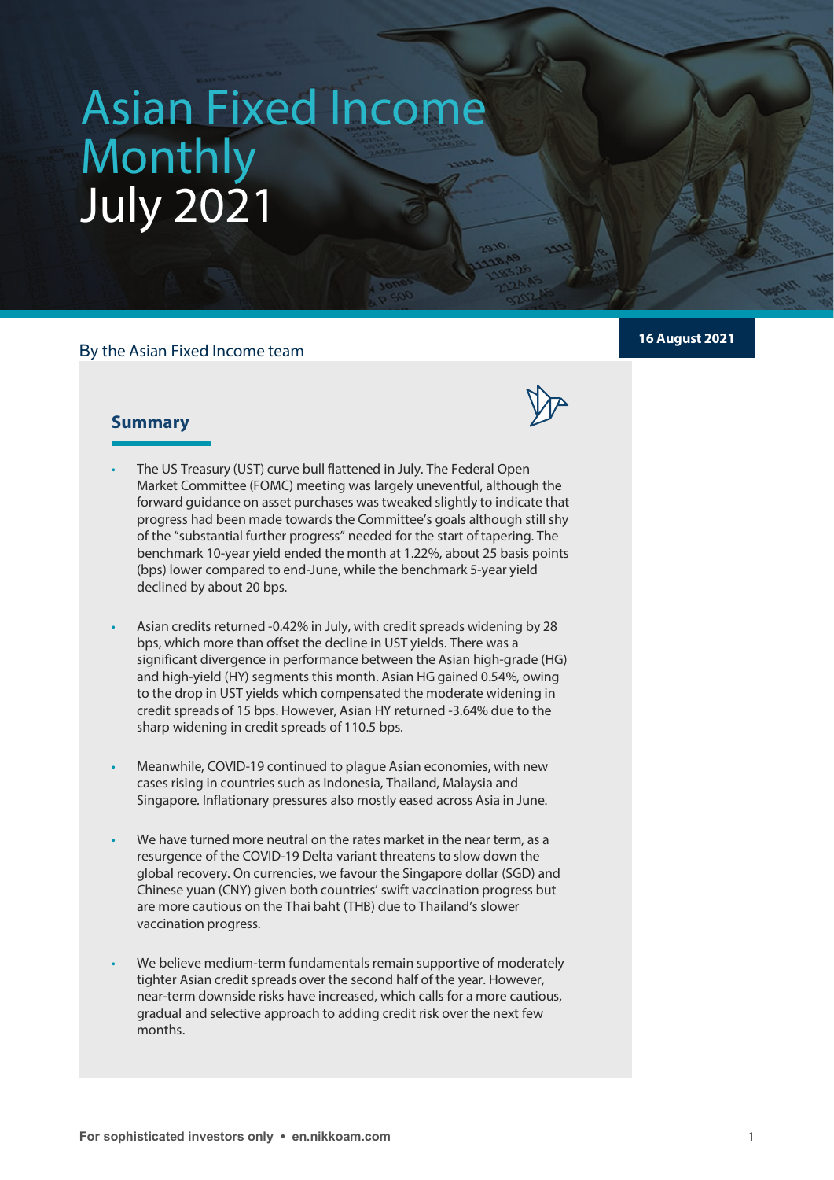# Asian Fixed Income Monthly July 2021

By the Asian Fixed Income team

**16 August 2021**

## Summary

- The US Treasury (UST) curve bull flattened in July. The Federal Open Market Committee (FOMC) meeting was largely uneventful, although the forward guidance on asset purchases was tweaked slightly to indicate that progress had been made towards the Committee's goals although still shy of the "substantial further progress" needed for the start of tapering. The benchmark 10-year yield ended the month at 1.22%, about 25 basis points (bps) lower compared to end-June, while the benchmark 5-year yield declined by about 20 bps.

- Asian credits returned -0.42% in July, with credit spreads widening by 28 bps, which more than offset the decline in UST yields. There was a significant divergence in performance between the Asian high-grade (HG) and high-yield (HY) segments this month. Asian HG gained 0.54%, owing to the drop in UST yields which compensated the moderate widening in credit spreads of 15 bps. However, Asian HY returned -3.64% due to the sharp widening in credit spreads of 110.5 bps.

- Meanwhile, COVID-19 continued to plague Asian economies, with new cases rising in countries such as Indonesia, Thailand, Malaysia and Singapore. Inflationary pressures also mostly eased across Asia in June.

- We have turned more neutral on the rates market in the near term, as a resurgence of the COVID-19 Delta variant threatens to slow down the global recovery. On currencies, we favour the Singapore dollar (SGD) and Chinese yuan (CNY) given both countries' swift vaccination progress but are more cautious on the Thai baht (THB) due to Thailand's slower vaccination progress.

- We believe medium-term fundamentals remain supportive of moderately tighter Asian credit spreads over the second half of the year. However, near-term downside risks have increased, which calls for a more cautious, gradual and selective approach to adding credit risk over the next few months.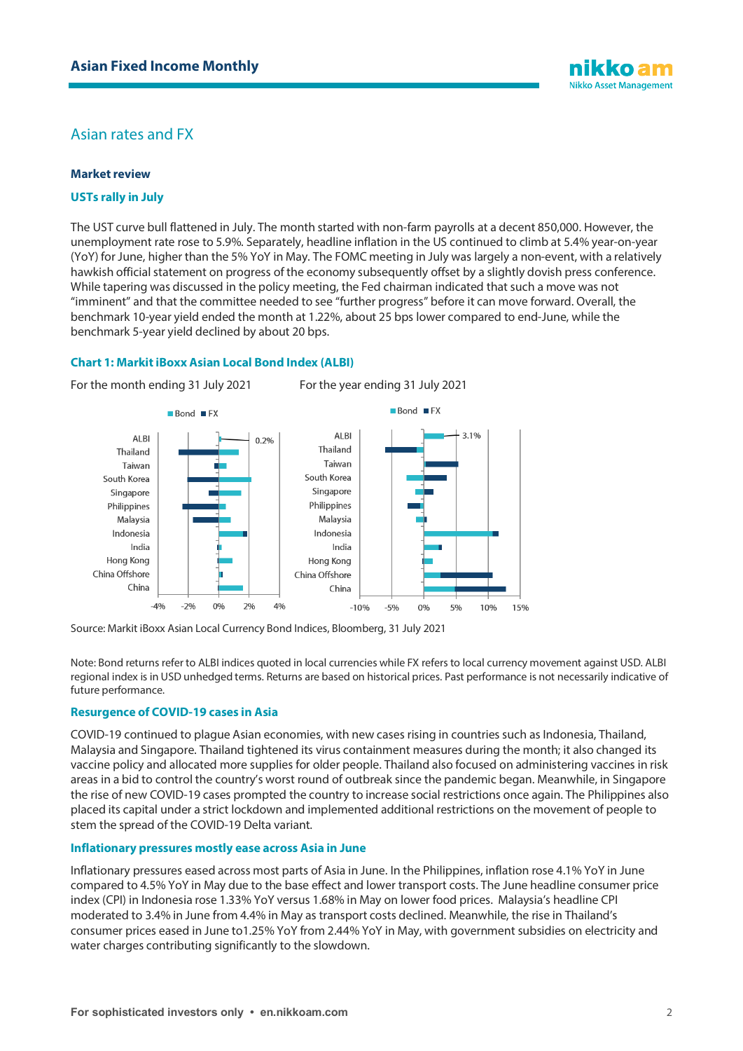## Asian rates and FX

### Market review

#### USTs rally in July

The UST curve bull flattened in July. The month started with non-farm payrolls at a decent 850,000. However, the unemployment rate rose to 5.9%. Separately, headline inflation in the US continued to climb at 5.4% year-on-year (YoY) for June, higher than the 5% YoY in May. The FOMC meeting in July was largely a non-event, with a relatively hawkish official statement on progress of the economy subsequently offset by a slightly dovish press conference. While tapering was discussed in the policy meeting, the Fed chairman indicated that such a move was not "imminent" and that the committee needed to see "further progress" before it can move forward. Overall, the benchmark 10-year yield ended the month at 1.22%, about 25 bps lower compared to end-June, while the benchmark 5-year yield declined by about 20 bps.

#### Chart 1: Markit iBoxx Asian Local Bond Index (ALBI)

For the month ending 31 July 2021 | For the year ending 31 July 2021

Source: Markit iBoxx Asian Local Currency Bond Indices, Bloomberg, 31 July 2021

Note: Bond returns refer to ALBI indices quoted in local currencies while FX refers to local currency movement against USD. ALBI regional index is in USD unhedged terms. Returns are based on historical prices. Past performance is not necessarily indicative of future performance.

#### Resurgence of COVID-19 cases in Asia

COVID-19 continued to plague Asian economies, with new cases rising in countries such as Indonesia, Thailand, Malaysia and Singapore. Thailand tightened its virus containment measures during the month; it also changed its vaccine policy and allocated more supplies for older people. Thailand also focused on administering vaccines in risk areas in a bid to control the country's worst round of outbreak since the pandemic began. Meanwhile, in Singapore the rise of new COVID-19 cases prompted the country to increase social restrictions once again. The Philippines also placed its capital under a strict lockdown and implemented additional restrictions on the movement of people to stem the spread of the COVID-19 Delta variant.

#### Inflationary pressures mostly ease across Asia in June

Inflationary pressures eased across most parts of Asia in June. In the Philippines, inflation rose 4.1% YoY in June compared to 4.5% YoY in May due to the base effect and lower transport costs. The June headline consumer price index (CPI) in Indonesia rose 1.33% YoY versus 1.68% in May on lower food prices. Malaysia's headline CPI moderated to 3.4% in June from 4.4% in May as transport costs declined. Meanwhile, the rise in Thailand's consumer prices eased in June to1.25% YoY from 2.44% YoY in May, with government subsidies on electricity and water charges contributing significantly to the slowdown.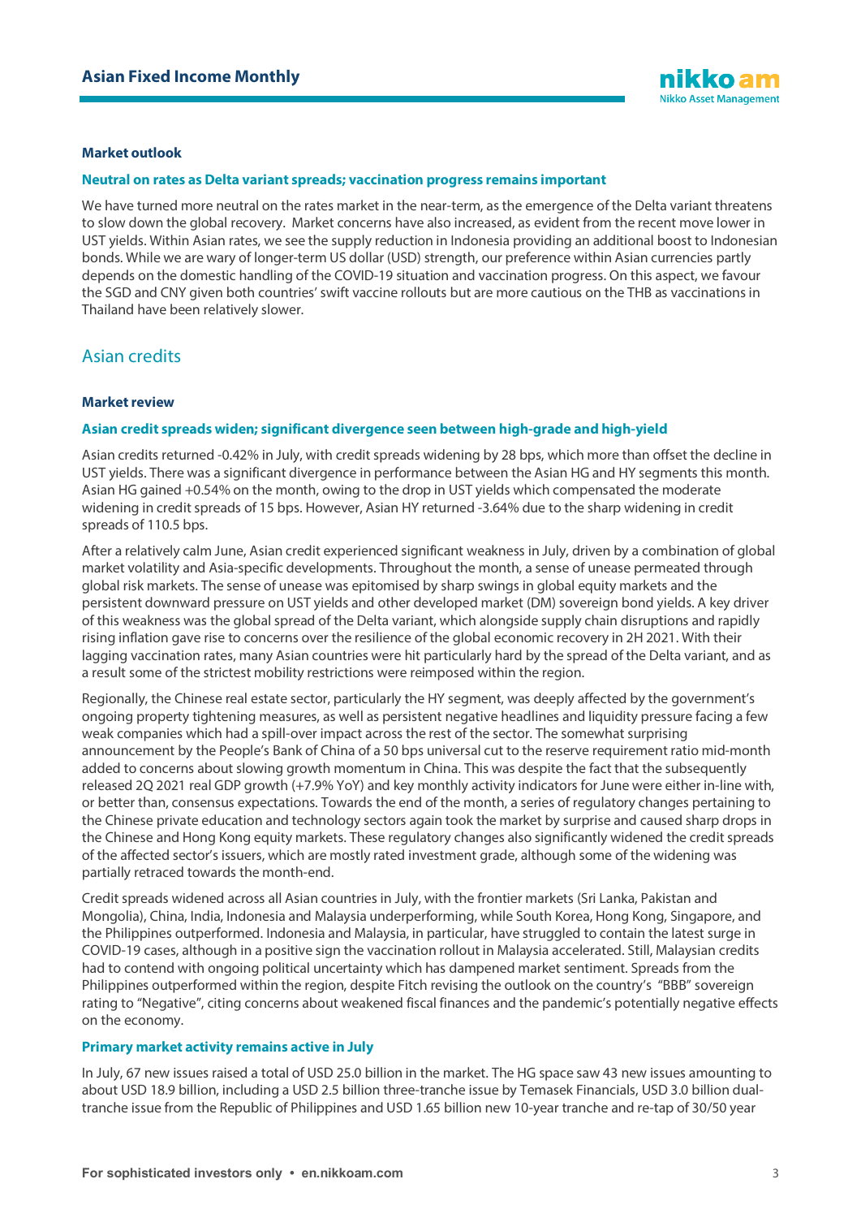### Market outlook

#### Neutral on rates as Delta variant spreads; vaccination progress remains important

We have turned more neutral on the rates market in the near-term, as the emergence of the Delta variant threatens to slow down the global recovery. Market concerns have also increased, as evident from the recent move lower in UST yields. Within Asian rates, we see the supply reduction in Indonesia providing an additional boost to Indonesian bonds. While we are wary of longer-term US dollar (USD) strength, our preference within Asian currencies partly depends on the domestic handling of the COVID-19 situation and vaccination progress. On this aspect, we favour the SGD and CNY given both countries' swift vaccine rollouts but are more cautious on the THB as vaccinations in Thailand have been relatively slower.

## Asian credits

### Market review

#### Asian credit spreads widen; significant divergence seen between high-grade and high-yield

Asian credits returned -0.42% in July, with credit spreads widening by 28 bps, which more than offset the decline in UST yields. There was a significant divergence in performance between the Asian HG and HY segments this month. Asian HG gained +0.54% on the month, owing to the drop in UST yields which compensated the moderate widening in credit spreads of 15 bps. However, Asian HY returned -3.64% due to the sharp widening in credit spreads of 110.5 bps.

After a relatively calm June, Asian credit experienced significant weakness in July, driven by a combination of global market volatility and Asia-specific developments. Throughout the month, a sense of unease permeated through global risk markets. The sense of unease was epitomised by sharp swings in global equity markets and the persistent downward pressure on UST yields and other developed market (DM) sovereign bond yields. A key driver of this weakness was the global spread of the Delta variant, which alongside supply chain disruptions and rapidly rising inflation gave rise to concerns over the resilience of the global economic recovery in 2H 2021. With their lagging vaccination rates, many Asian countries were hit particularly hard by the spread of the Delta variant, and as a result some of the strictest mobility restrictions were reimposed within the region.

Regionally, the Chinese real estate sector, particularly the HY segment, was deeply affected by the government's ongoing property tightening measures, as well as persistent negative headlines and liquidity pressure facing a few weak companies which had a spill-over impact across the rest of the sector. The somewhat surprising announcement by the People's Bank of China of a 50 bps universal cut to the reserve requirement ratio mid-month added to concerns about slowing growth momentum in China. This was despite the fact that the subsequently released 2Q 2021 real GDP growth (+7.9% YoY) and key monthly activity indicators for June were either in-line with, or better than, consensus expectations. Towards the end of the month, a series of regulatory changes pertaining to the Chinese private education and technology sectors again took the market by surprise and caused sharp drops in the Chinese and Hong Kong equity markets. These regulatory changes also significantly widened the credit spreads of the affected sector's issuers, which are mostly rated investment grade, although some of the widening was partially retraced towards the month-end.

Credit spreads widened across all Asian countries in July, with the frontier markets (Sri Lanka, Pakistan and Mongolia), China, India, Indonesia and Malaysia underperforming, while South Korea, Hong Kong, Singapore, and the Philippines outperformed. Indonesia and Malaysia, in particular, have struggled to contain the latest surge in COVID-19 cases, although in a positive sign the vaccination rollout in Malaysia accelerated. Still, Malaysian credits had to contend with ongoing political uncertainty which has dampened market sentiment. Spreads from the Philippines outperformed within the region, despite Fitch revising the outlook on the country's "BBB" sovereign rating to "Negative", citing concerns about weakened fiscal finances and the pandemic's potentially negative effects on the economy.

#### Primary market activity remains active in July

In July, 67 new issues raised a total of USD 25.0 billion in the market. The HG space saw 43 new issues amounting to about USD 18.9 billion, including a USD 2.5 billion three-tranche issue by Temasek Financials, USD 3.0 billion dual-tranche issue from the Republic of Philippines and USD 1.65 billion new 10-year tranche and re-tap of 30/50 year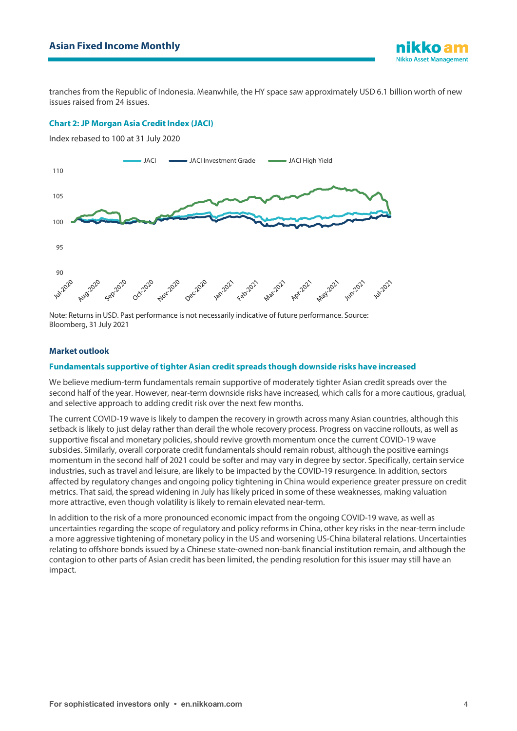tranches from the Republic of Indonesia. Meanwhile, the HY space saw approximately USD 6.1 billion worth of new issues raised from 24 issues.

### Chart 2: JP Morgan Asia Credit Index (JACI)

Index rebased to 100 at 31 July 2020

Note: Returns in USD. Past performance is not necessarily indicative of future performance. Source: Bloomberg, 31 July 2021

## Market outlook

### Fundamentals supportive of tighter Asian credit spreads though downside risks have increased

We believe medium-term fundamentals remain supportive of moderately tighter Asian credit spreads over the second half of the year. However, near-term downside risks have increased, which calls for a more cautious, gradual, and selective approach to adding credit risk over the next few months.

The current COVID-19 wave is likely to dampen the recovery in growth across many Asian countries, although this setback is likely to just delay rather than derail the whole recovery process. Progress on vaccine rollouts, as well as supportive fiscal and monetary policies, should revive growth momentum once the current COVID-19 wave subsides. Similarly, overall corporate credit fundamentals should remain robust, although the positive earnings momentum in the second half of 2021 could be softer and may vary in degree by sector. Specifically, certain service industries, such as travel and leisure, are likely to be impacted by the COVID-19 resurgence. In addition, sectors affected by regulatory changes and ongoing policy tightening in China would experience greater pressure on credit metrics. That said, the spread widening in July has likely priced in some of these weaknesses, making valuation more attractive, even though volatility is likely to remain elevated near-term.

In addition to the risk of a more pronounced economic impact from the ongoing COVID-19 wave, as well as uncertainties regarding the scope of regulatory and policy reforms in China, other key risks in the near-term include a more aggressive tightening of monetary policy in the US and worsening US-China bilateral relations. Uncertainties relating to offshore bonds issued by a Chinese state-owned non-bank financial institution remain, and although the contagion to other parts of Asian credit has been limited, the pending resolution for this issuer may still have an impact.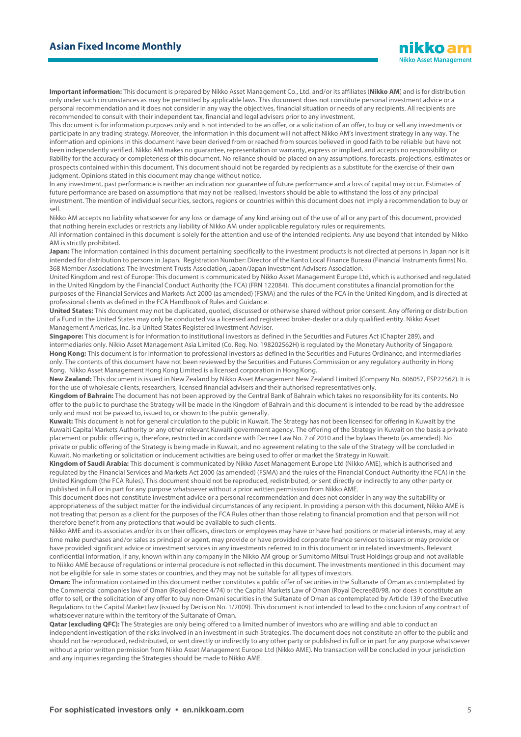**Important information:** This document is prepared by Nikko Asset Management Co., Ltd. and/or its affiliates (**Nikko AM**) and is for distribution only under such circumstances as may be permitted by applicable laws. This document does not constitute personal investment advice or a personal recommendation and it does not consider in any way the objectives, financial situation or needs of any recipients. All recipients are recommended to consult with their independent tax, financial and legal advisers prior to any investment.

This document is for information purposes only and is not intended to be an offer, or a solicitation of an offer, to buy or sell any investments or participate in any trading strategy. Moreover, the information in this document will not affect Nikko AM's investment strategy in any way. The information and opinions in this document have been derived from or reached from sources believed in good faith to be reliable but have not been independently verified. Nikko AM makes no guarantee, representation or warranty, express or implied, and accepts no responsibility or liability for the accuracy or completeness of this document. No reliance should be placed on any assumptions, forecasts, projections, estimates or prospects contained within this document. This document should not be regarded by recipients as a substitute for the exercise of their own judgment. Opinions stated in this document may change without notice.

In any investment, past performance is neither an indication nor guarantee of future performance and a loss of capital may occur. Estimates of future performance are based on assumptions that may not be realised. Investors should be able to withstand the loss of any principal investment. The mention of individual securities, sectors, regions or countries within this document does not imply a recommendation to buy or sell.

Nikko AM accepts no liability whatsoever for any loss or damage of any kind arising out of the use of all or any part of this document, provided that nothing herein excludes or restricts any liability of Nikko AM under applicable regulatory rules or requirements.

All information contained in this document is solely for the attention and use of the intended recipients. Any use beyond that intended by Nikko AM is strictly prohibited.

**Japan:** The information contained in this document pertaining specifically to the investment products is not directed at persons in Japan nor is it intended for distribution to persons in Japan. Registration Number: Director of the Kanto Local Finance Bureau (Financial Instruments firms) No. 368 Member Associations: The Investment Trusts Association, Japan/Japan Investment Advisers Association.

United Kingdom and rest of Europe: This document is communicated by Nikko Asset Management Europe Ltd, which is authorised and regulated in the United Kingdom by the Financial Conduct Authority (the FCA) (FRN 122084). This document constitutes a financial promotion for the purposes of the Financial Services and Markets Act 2000 (as amended) (FSMA) and the rules of the FCA in the United Kingdom, and is directed at professional clients as defined in the FCA Handbook of Rules and Guidance.

**United States:** This document may not be duplicated, quoted, discussed or otherwise shared without prior consent. Any offering or distribution of a Fund in the United States may only be conducted via a licensed and registered broker-dealer or a duly qualified entity. Nikko Asset Management Americas, Inc. is a United States Registered Investment Adviser.

**Singapore:** This document is for information to institutional investors as defined in the Securities and Futures Act (Chapter 289), and intermediaries only. Nikko Asset Management Asia Limited (Co. Reg. No. 198202562H) is regulated by the Monetary Authority of Singapore.

**Hong Kong:** This document is for information to professional investors as defined in the Securities and Futures Ordinance, and intermediaries only. The contents of this document have not been reviewed by the Securities and Futures Commission or any regulatory authority in Hong Kong. Nikko Asset Management Hong Kong Limited is a licensed corporation in Hong Kong.

**New Zealand:** This document is issued in New Zealand by Nikko Asset Management New Zealand Limited (Company No. 606057, FSP22562). It is for the use of wholesale clients, researchers, licensed financial advisers and their authorised representatives only.

**Kingdom of Bahrain:** The document has not been approved by the Central Bank of Bahrain which takes no responsibility for its contents. No offer to the public to purchase the Strategy will be made in the Kingdom of Bahrain and this document is intended to be read by the addressee only and must not be passed to, issued to, or shown to the public generally.

**Kuwait:** This document is not for general circulation to the public in Kuwait. The Strategy has not been licensed for offering in Kuwait by the Kuwaiti Capital Markets Authority or any other relevant Kuwaiti government agency. The offering of the Strategy in Kuwait on the basis a private placement or public offering is, therefore, restricted in accordance with Decree Law No. 7 of 2010 and the bylaws thereto (as amended). No private or public offering of the Strategy is being made in Kuwait, and no agreement relating to the sale of the Strategy will be concluded in Kuwait. No marketing or solicitation or inducement activities are being used to offer or market the Strategy in Kuwait.

**Kingdom of Saudi Arabia:** This document is communicated by Nikko Asset Management Europe Ltd (Nikko AME), which is authorised and regulated by the Financial Services and Markets Act 2000 (as amended) (FSMA) and the rules of the Financial Conduct Authority (the FCA) in the United Kingdom (the FCA Rules). This document should not be reproduced, redistributed, or sent directly or indirectly to any other party or published in full or in part for any purpose whatsoever without a prior written permission from Nikko AME.

This document does not constitute investment advice or a personal recommendation and does not consider in any way the suitability or appropriateness of the subject matter for the individual circumstances of any recipient. In providing a person with this document, Nikko AME is not treating that person as a client for the purposes of the FCA Rules other than those relating to financial promotion and that person will not therefore benefit from any protections that would be available to such clients.

Nikko AME and its associates and/or its or their officers, directors or employees may have or have had positions or material interests, may at any time make purchases and/or sales as principal or agent, may provide or have provided corporate finance services to issuers or may provide or have provided significant advice or investment services in any investments referred to in this document or in related investments. Relevant confidential information, if any, known within any company in the Nikko AM group or Sumitomo Mitsui Trust Holdings group and not available to Nikko AME because of regulations or internal procedure is not reflected in this document. The investments mentioned in this document may not be eligible for sale in some states or countries, and they may not be suitable for all types of investors.

**Oman:** The information contained in this document nether constitutes a public offer of securities in the Sultanate of Oman as contemplated by the Commercial companies law of Oman (Royal decree 4/74) or the Capital Markets Law of Oman (Royal Decree80/98, nor does it constitute an offer to sell, or the solicitation of any offer to buy non-Omani securities in the Sultanate of Oman as contemplated by Article 139 of the Executive Regulations to the Capital Market law (issued by Decision No. 1/2009). This document is not intended to lead to the conclusion of any contract of whatsoever nature within the territory of the Sultanate of Oman.

**Qatar (excluding QFC):** The Strategies are only being offered to a limited number of investors who are willing and able to conduct an independent investigation of the risks involved in an investment in such Strategies. The document does not constitute an offer to the public and should not be reproduced, redistributed, or sent directly or indirectly to any other party or published in full or in part for any purpose whatsoever without a prior written permission from Nikko Asset Management Europe Ltd (Nikko AME). No transaction will be concluded in your jurisdiction and any inquiries regarding the Strategies should be made to Nikko AME.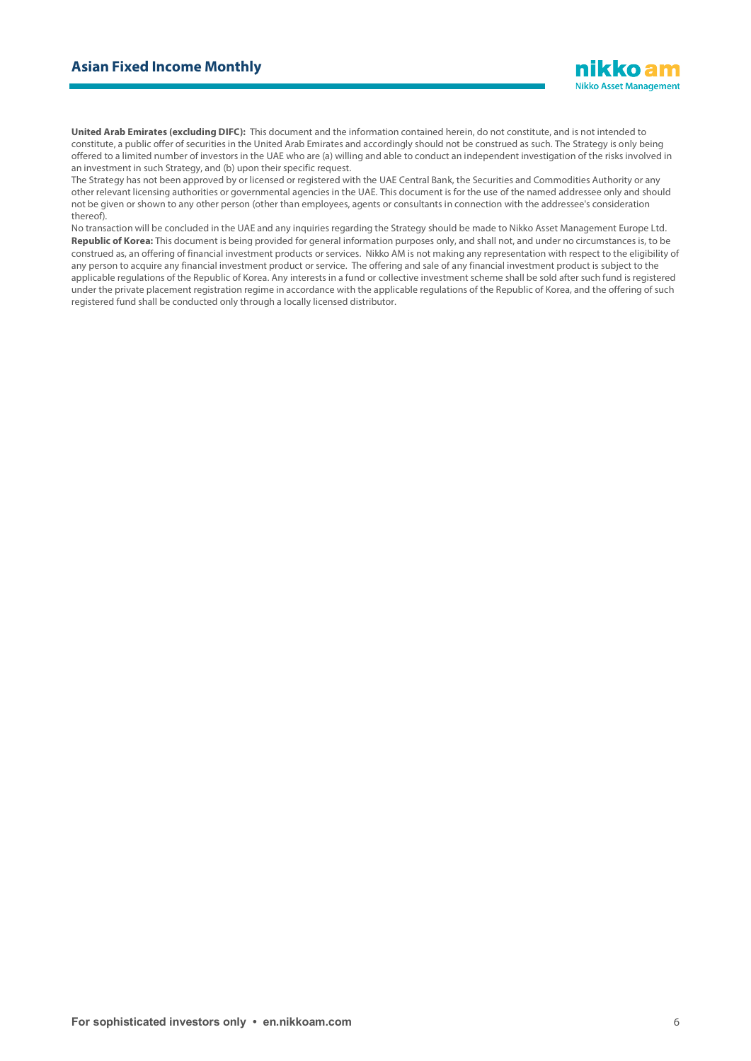**United Arab Emirates (excluding DIFC):** This document and the information contained herein, do not constitute, and is not intended to constitute, a public offer of securities in the United Arab Emirates and accordingly should not be construed as such. The Strategy is only being offered to a limited number of investors in the UAE who are (a) willing and able to conduct an independent investigation of the risks involved in an investment in such Strategy, and (b) upon their specific request.

The Strategy has not been approved by or licensed or registered with the UAE Central Bank, the Securities and Commodities Authority or any other relevant licensing authorities or governmental agencies in the UAE. This document is for the use of the named addressee only and should not be given or shown to any other person (other than employees, agents or consultants in connection with the addressee's consideration thereof).

No transaction will be concluded in the UAE and any inquiries regarding the Strategy should be made to Nikko Asset Management Europe Ltd.

**Republic of Korea:** This document is being provided for general information purposes only, and shall not, and under no circumstances is, to be construed as, an offering of financial investment products or services. Nikko AM is not making any representation with respect to the eligibility of any person to acquire any financial investment product or service. The offering and sale of any financial investment product is subject to the applicable regulations of the Republic of Korea. Any interests in a fund or collective investment scheme shall be sold after such fund is registered under the private placement registration regime in accordance with the applicable regulations of the Republic of Korea, and the offering of such registered fund shall be conducted only through a locally licensed distributor.